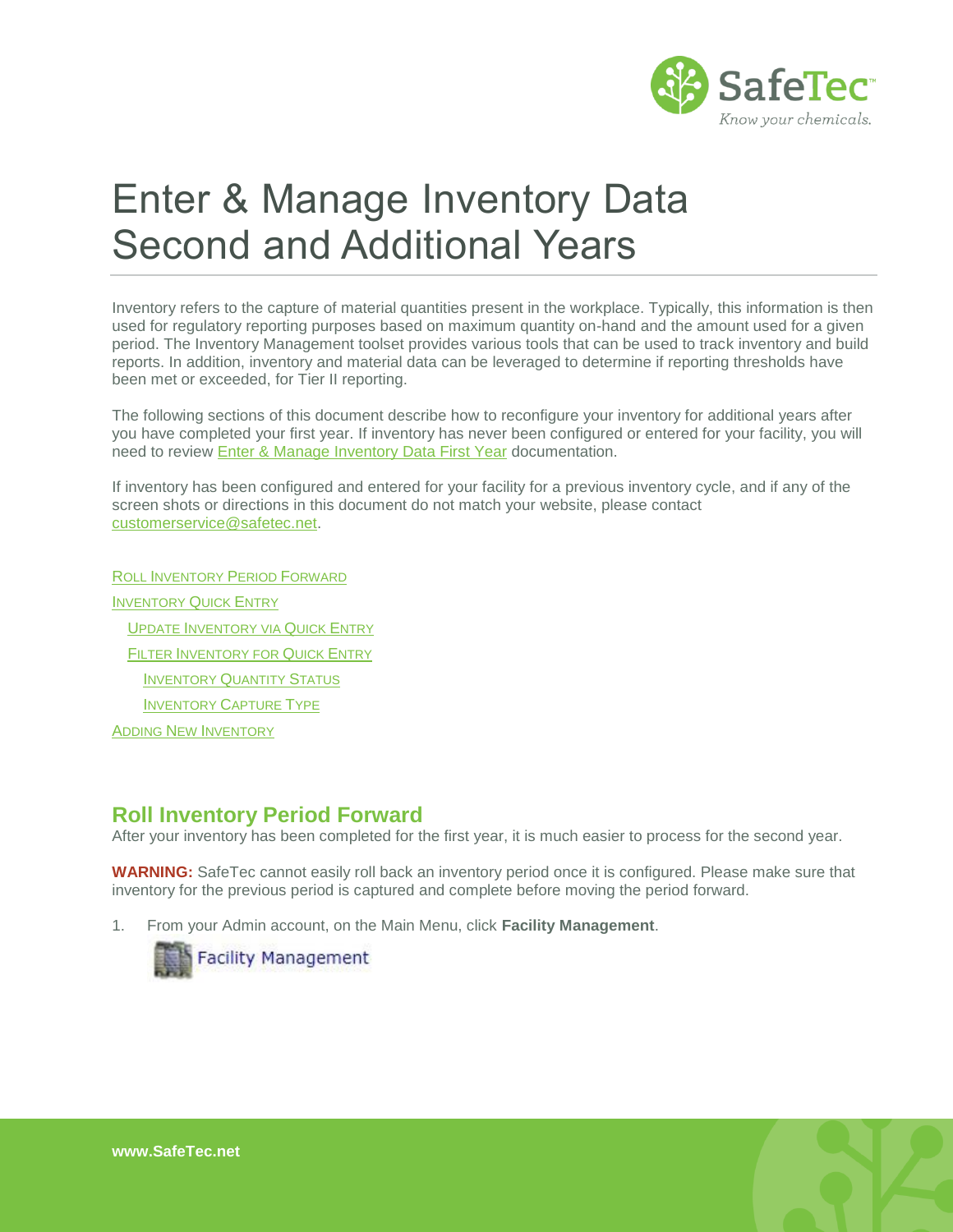# Enter & Manage Inventory Data Second and Additional Years

Inventory refers to the capture of material quantities present in the workplace. Typically, this information is then used for regulatory reporting purposes based on maximum quantity on-hand and the amount used for a given period. The Inventory Management toolset provides various tools that can be used to track inventory and build reports. In addition, inventory and material data can be leveraged to determine if reporting thresholds have been met or exceeded, for Tier II reporting.

The following sections of this document describe how to reconfigure your inventory for additional years after you have completed your first year. If inventory has never been configured or entered for your facility, you will need to review Enter & Manage Inventory Data First Year documentation.

If inventory has been configured and entered for your facility for a previous inventory cycle, and if any of the screen shots or directions in this document do not match your website, please contact customerservice@safetec.net.

- Roll Inventory Period Forward
- Inventory Quick Entry
  - Update Inventory via Quick Entry
  - Filter Inventory for Quick Entry
    - Inventory Quantity Status
    - Inventory Capture Type
- Adding New Inventory

## Roll Inventory Period Forward

After your inventory has been completed for the first year, it is much easier to process for the second year.

**WARNING:** SafeTec cannot easily roll back an inventory period once it is configured. Please make sure that inventory for the previous period is captured and complete before moving the period forward.

1. From your Admin account, on the Main Menu, click **Facility Management**.

   Facility Management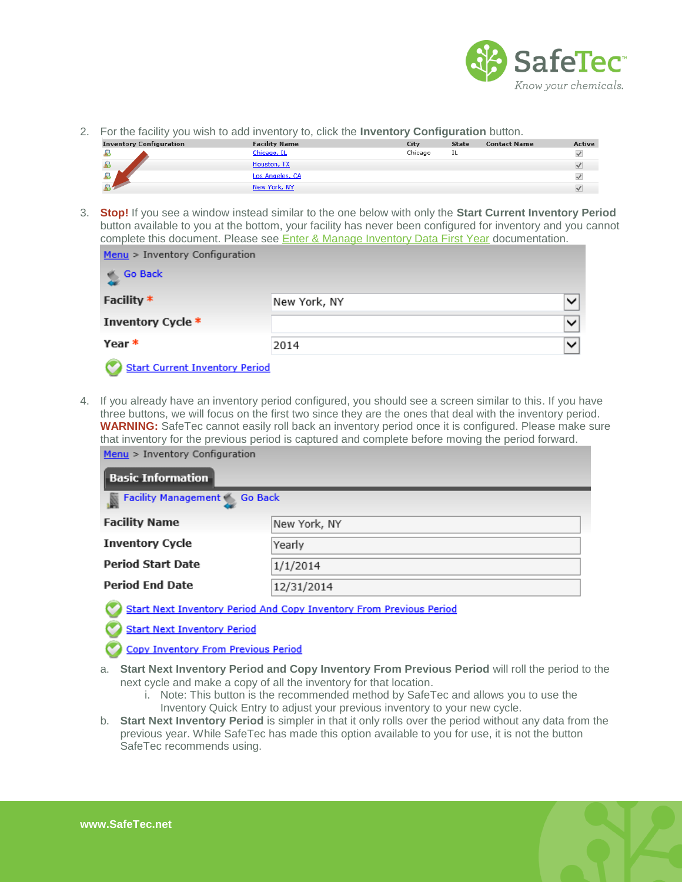2. For the facility you wish to add inventory to, click the **Inventory Configuration** button.

| Inventory Configuration | Facility Name | City | State | Contact Name | Active |
|---|---|---|---|---|---|
| | Chicago, IL | Chicago | IL | | ✓ |
| | Houston, TX | | | | ✓ |
| | Los Angeles, CA | | | | ✓ |
| | New York, NY | | | | ✓ |

3. **Stop!** If you see a window instead similar to the one below with only the **Start Current Inventory Period** button available to you at the bottom, your facility has never been configured for inventory and you cannot complete this document. Please see Enter & Manage Inventory Data First Year documentation.

   Menu > Inventory Configuration

   Go Back

   | | |
   |---|---|
   | Facility * | New York, NY |
   | Inventory Cycle * | |
   | Year * | 2014 |

   Start Current Inventory Period

4. If you already have an inventory period configured, you should see a screen similar to this. If you have three buttons, we will focus on the first two since they are the ones that deal with the inventory period. **WARNING:** SafeTec cannot easily roll back an inventory period once it is configured. Please make sure that inventory for the previous period is captured and complete before moving the period forward.

   Menu > Inventory Configuration

   **Basic Information**

   Facility Management Go Back

   | | |
   |---|---|
   | Facility Name | New York, NY |
   | Inventory Cycle | Yearly |
   | Period Start Date | 1/1/2014 |
   | Period End Date | 12/31/2014 |

   Start Next Inventory Period And Copy Inventory From Previous Period

   Start Next Inventory Period

   Copy Inventory From Previous Period

   a. **Start Next Inventory Period and Copy Inventory From Previous Period** will roll the period to the next cycle and make a copy of all the inventory for that location.
      i. Note: This button is the recommended method by SafeTec and allows you to use the Inventory Quick Entry to adjust your previous inventory to your new cycle.

   b. **Start Next Inventory Period** is simpler in that it only rolls over the period without any data from the previous year. While SafeTec has made this option available to you for use, it is not the button SafeTec recommends using.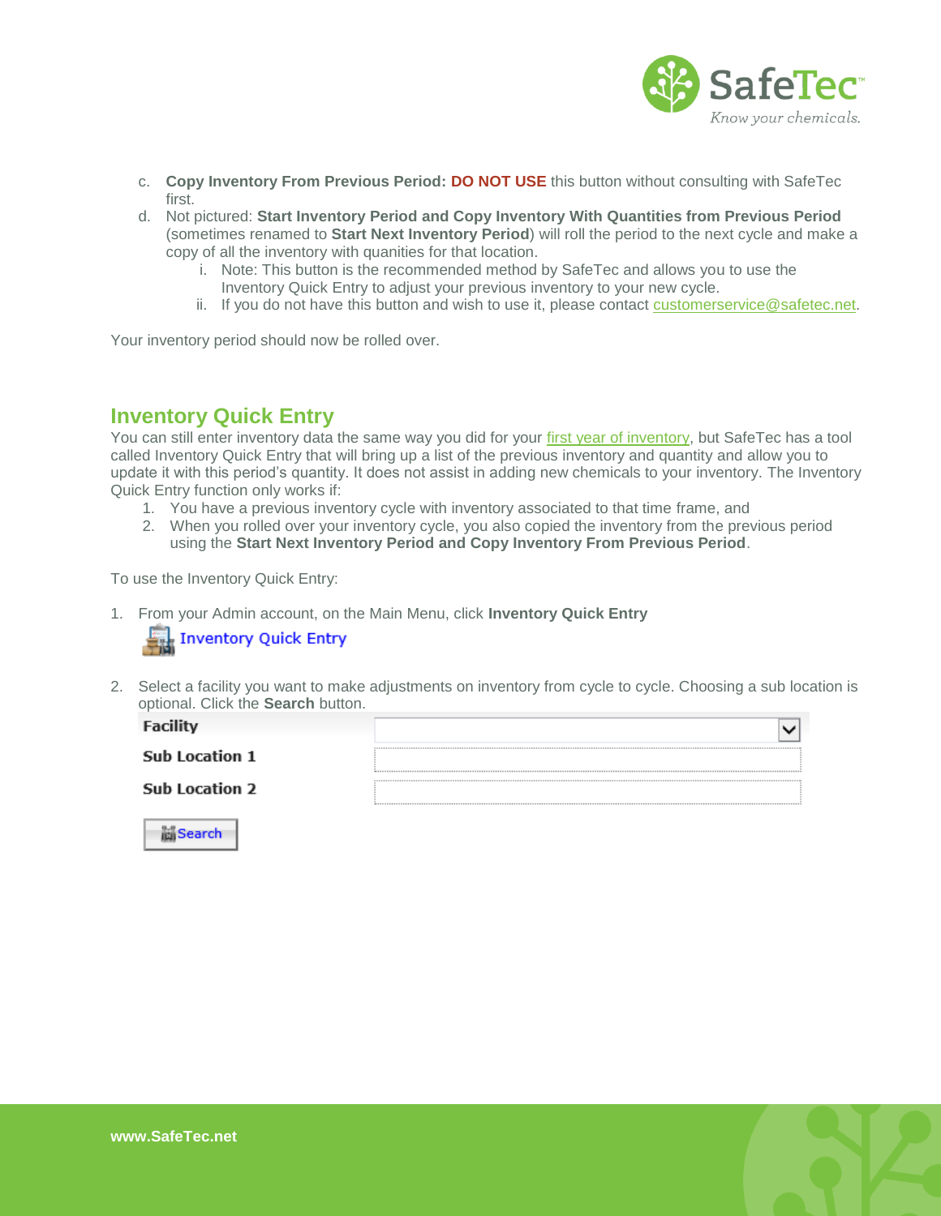c. **Copy Inventory From Previous Period: DO NOT USE** this button without consulting with SafeTec first.

d. Not pictured: **Start Inventory Period and Copy Inventory With Quantities from Previous Period** (sometimes renamed to **Start Next Inventory Period**) will roll the period to the next cycle and make a copy of all the inventory with quanities for that location.

   i. Note: This button is the recommended method by SafeTec and allows you to use the Inventory Quick Entry to adjust your previous inventory to your new cycle.

   ii. If you do not have this button and wish to use it, please contact customerservice@safetec.net.

Your inventory period should now be rolled over.

## Inventory Quick Entry

You can still enter inventory data the same way you did for your first year of inventory, but SafeTec has a tool called Inventory Quick Entry that will bring up a list of the previous inventory and quantity and allow you to update it with this period's quantity. It does not assist in adding new chemicals to your inventory. The Inventory Quick Entry function only works if:

1. You have a previous inventory cycle with inventory associated to that time frame, and
2. When you rolled over your inventory cycle, you also copied the inventory from the previous period using the **Start Next Inventory Period and Copy Inventory From Previous Period**.

To use the Inventory Quick Entry:

1. From your Admin account, on the Main Menu, click **Inventory Quick Entry**

   Inventory Quick Entry

2. Select a facility you want to make adjustments on inventory from cycle to cycle. Choosing a sub location is optional. Click the **Search** button.

   | | |
   |---|---|
   | **Facility** | |
   | **Sub Location 1** | |
   | **Sub Location 2** | |

   Search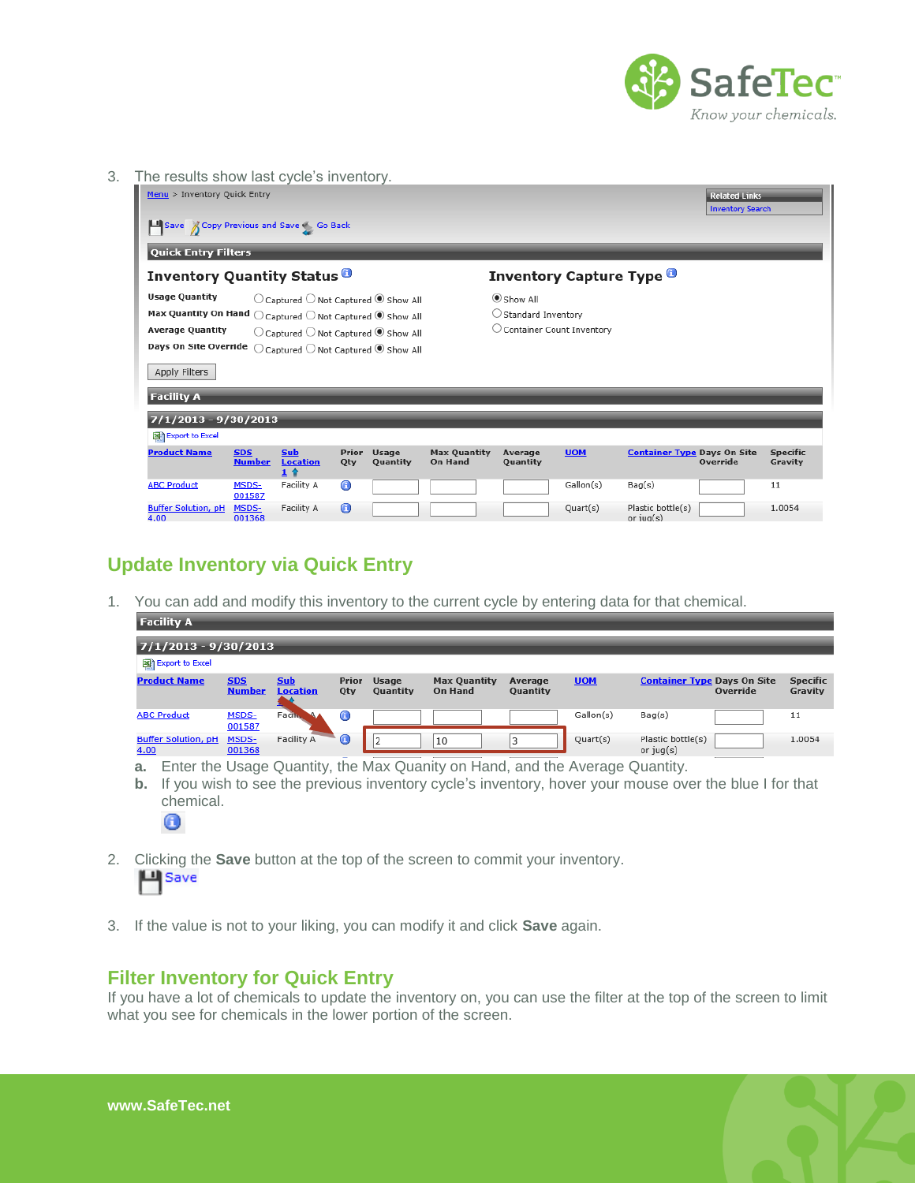3. The results show last cycle's inventory.

Menu > Inventory Quick Entry

Save | Copy Previous and Save | Go Back

Related Links
Inventory Search

**Quick Entry Filters**

**Inventory Quantity Status**

| | | | |
|---|---|---|---|
| Usage Quantity | Captured | Not Captured | Show All |
| Max Quantity On Hand | Captured | Not Captured | Show All |
| Average Quantity | Captured | Not Captured | Show All |
| Days On Site Override | Captured | Not Captured | Show All |

**Inventory Capture Type**

- Show All
- Standard Inventory
- Container Count Inventory

Apply Filters

**Facility A**

**7/1/2013 - 9/30/2013**

Export to Excel

| Product Name | SDS Number | Sub Location 1 | Prior Qty | Usage Quantity | Max Quantity On Hand | Average Quantity | UOM | Container Type | Days On Site Override | Specific Gravity |
|---|---|---|---|---|---|---|---|---|---|---|
| ABC Product | MSDS-001587 | Facility A | | | | | Gallon(s) | Bag(s) | | 11 |
| Buffer Solution, pH 4.00 | MSDS-001368 | Facility A | | | | | Quart(s) | Plastic bottle(s) or jug(s) | | 1.0054 |

## Update Inventory via Quick Entry

1. You can add and modify this inventory to the current cycle by entering data for that chemical.

**Facility A**

**7/1/2013 - 9/30/2013**

Export to Excel

| Product Name | SDS Number | Sub Location | Prior Qty | Usage Quantity | Max Quantity On Hand | Average Quantity | UOM | Container Type | Days On Site Override | Specific Gravity |
|---|---|---|---|---|---|---|---|---|---|---|
| ABC Product | MSDS-001587 | Facility A | | | | | Gallon(s) | Bag(s) | | 11 |
| Buffer Solution, pH 4.00 | MSDS-001368 | Facility A | | 2 | 10 | 3 | Quart(s) | Plastic bottle(s) or jug(s) | | 1.0054 |

   a. Enter the Usage Quantity, the Max Quanity on Hand, and the Average Quantity.
   b. If you wish to see the previous inventory cycle's inventory, hover your mouse over the blue I for that chemical.

2. Clicking the **Save** button at the top of the screen to commit your inventory.

   Save

3. If the value is not to your liking, you can modify it and click **Save** again.

## Filter Inventory for Quick Entry

If you have a lot of chemicals to update the inventory on, you can use the filter at the top of the screen to limit what you see for chemicals in the lower portion of the screen.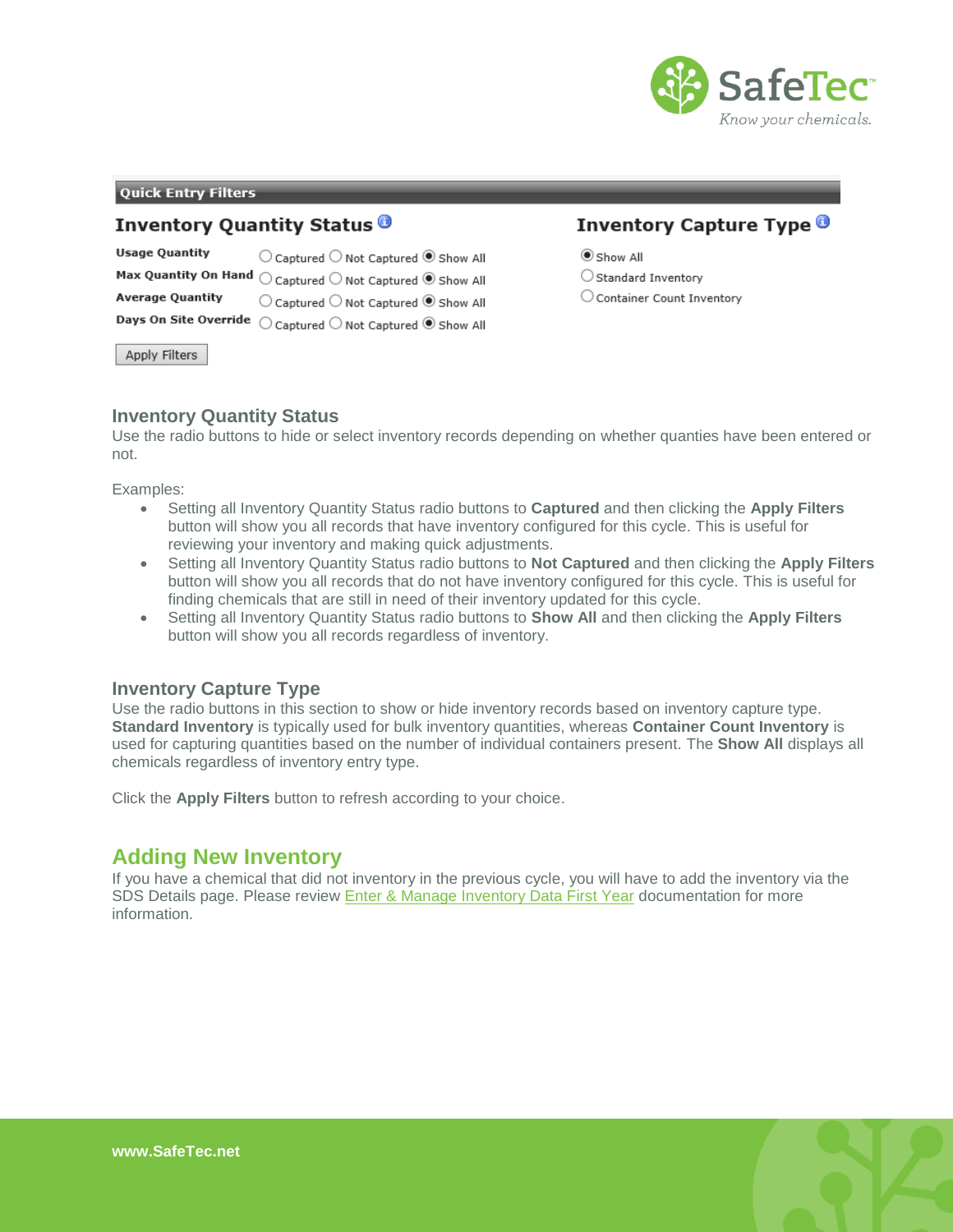Quick Entry Filters

**Inventory Quantity Status**

| | | | |
|---|---|---|---|
| Usage Quantity | ○ Captured | ○ Not Captured | ◉ Show All |
| Max Quantity On Hand | ○ Captured | ○ Not Captured | ◉ Show All |
| Average Quantity | ○ Captured | ○ Not Captured | ◉ Show All |
| Days On Site Override | ○ Captured | ○ Not Captured | ◉ Show All |

Apply Filters

**Inventory Capture Type**

◉ Show All
○ Standard Inventory
○ Container Count Inventory

### Inventory Quantity Status

Use the radio buttons to hide or select inventory records depending on whether quanties have been entered or not.

Examples:

- Setting all Inventory Quantity Status radio buttons to **Captured** and then clicking the **Apply Filters** button will show you all records that have inventory configured for this cycle. This is useful for reviewing your inventory and making quick adjustments.
- Setting all Inventory Quantity Status radio buttons to **Not Captured** and then clicking the **Apply Filters** button will show you all records that do not have inventory configured for this cycle. This is useful for finding chemicals that are still in need of their inventory updated for this cycle.
- Setting all Inventory Quantity Status radio buttons to **Show All** and then clicking the **Apply Filters** button will show you all records regardless of inventory.

### Inventory Capture Type

Use the radio buttons in this section to show or hide inventory records based on inventory capture type. **Standard Inventory** is typically used for bulk inventory quantities, whereas **Container Count Inventory** is used for capturing quantities based on the number of individual containers present. The **Show All** displays all chemicals regardless of inventory entry type.

Click the **Apply Filters** button to refresh according to your choice.

## Adding New Inventory

If you have a chemical that did not inventory in the previous cycle, you will have to add the inventory via the SDS Details page. Please review Enter & Manage Inventory Data First Year documentation for more information.